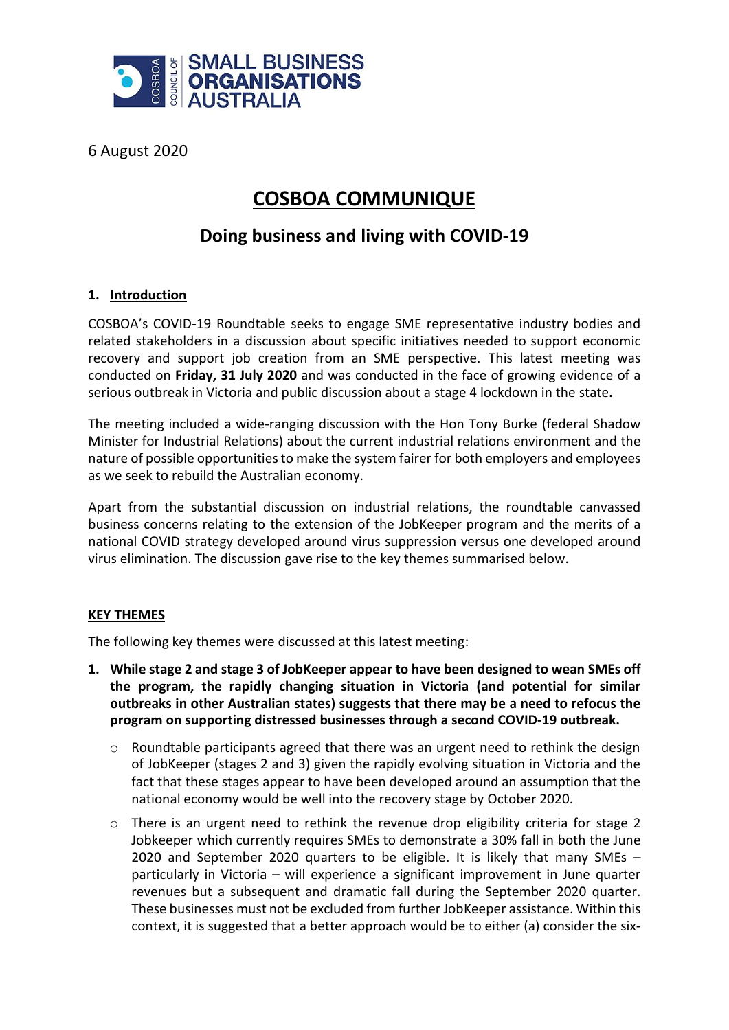COSBOA COUNCIL OF SMALL BUSINESS ORGANISATIONS AUSTRALIA

6 August 2020

# COSBOA COMMUNIQUE

## Doing business and living with COVID-19

### 1. Introduction

COSBOA's COVID-19 Roundtable seeks to engage SME representative industry bodies and related stakeholders in a discussion about specific initiatives needed to support economic recovery and support job creation from an SME perspective. This latest meeting was conducted on **Friday, 31 July 2020** and was conducted in the face of growing evidence of a serious outbreak in Victoria and public discussion about a stage 4 lockdown in the state**.**

The meeting included a wide-ranging discussion with the Hon Tony Burke (federal Shadow Minister for Industrial Relations) about the current industrial relations environment and the nature of possible opportunities to make the system fairer for both employers and employees as we seek to rebuild the Australian economy.

Apart from the substantial discussion on industrial relations, the roundtable canvassed business concerns relating to the extension of the JobKeeper program and the merits of a national COVID strategy developed around virus suppression versus one developed around virus elimination. The discussion gave rise to the key themes summarised below.

### KEY THEMES

The following key themes were discussed at this latest meeting:

1. **While stage 2 and stage 3 of JobKeeper appear to have been designed to wean SMEs off the program, the rapidly changing situation in Victoria (and potential for similar outbreaks in other Australian states) suggests that there may be a need to refocus the program on supporting distressed businesses through a second COVID-19 outbreak.**
   - Roundtable participants agreed that there was an urgent need to rethink the design of JobKeeper (stages 2 and 3) given the rapidly evolving situation in Victoria and the fact that these stages appear to have been developed around an assumption that the national economy would be well into the recovery stage by October 2020.
   - There is an urgent need to rethink the revenue drop eligibility criteria for stage 2 Jobkeeper which currently requires SMEs to demonstrate a 30% fall in both the June 2020 and September 2020 quarters to be eligible. It is likely that many SMEs – particularly in Victoria – will experience a significant improvement in June quarter revenues but a subsequent and dramatic fall during the September 2020 quarter. These businesses must not be excluded from further JobKeeper assistance. Within this context, it is suggested that a better approach would be to either (a) consider the six-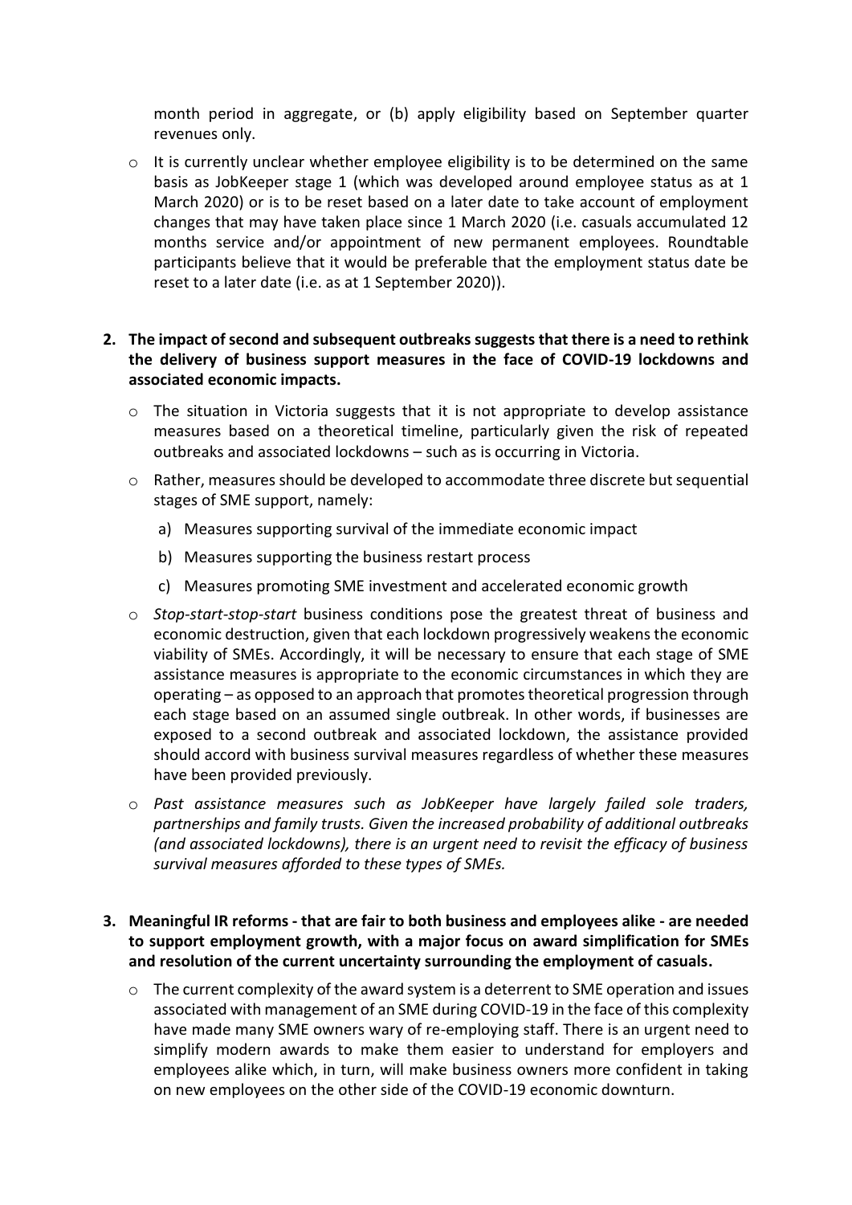month period in aggregate, or (b) apply eligibility based on September quarter revenues only.

- It is currently unclear whether employee eligibility is to be determined on the same basis as JobKeeper stage 1 (which was developed around employee status as at 1 March 2020) or is to be reset based on a later date to take account of employment changes that may have taken place since 1 March 2020 (i.e. casuals accumulated 12 months service and/or appointment of new permanent employees. Roundtable participants believe that it would be preferable that the employment status date be reset to a later date (i.e. as at 1 September 2020)).

**2. The impact of second and subsequent outbreaks suggests that there is a need to rethink the delivery of business support measures in the face of COVID-19 lockdowns and associated economic impacts.**

- The situation in Victoria suggests that it is not appropriate to develop assistance measures based on a theoretical timeline, particularly given the risk of repeated outbreaks and associated lockdowns – such as is occurring in Victoria.
- Rather, measures should be developed to accommodate three discrete but sequential stages of SME support, namely:
  a) Measures supporting survival of the immediate economic impact
  b) Measures supporting the business restart process
  c) Measures promoting SME investment and accelerated economic growth
- *Stop-start-stop-start* business conditions pose the greatest threat of business and economic destruction, given that each lockdown progressively weakens the economic viability of SMEs. Accordingly, it will be necessary to ensure that each stage of SME assistance measures is appropriate to the economic circumstances in which they are operating – as opposed to an approach that promotes theoretical progression through each stage based on an assumed single outbreak. In other words, if businesses are exposed to a second outbreak and associated lockdown, the assistance provided should accord with business survival measures regardless of whether these measures have been provided previously.
- *Past assistance measures such as JobKeeper have largely failed sole traders, partnerships and family trusts. Given the increased probability of additional outbreaks (and associated lockdowns), there is an urgent need to revisit the efficacy of business survival measures afforded to these types of SMEs.*

**3. Meaningful IR reforms - that are fair to both business and employees alike - are needed to support employment growth, with a major focus on award simplification for SMEs and resolution of the current uncertainty surrounding the employment of casuals.**

- The current complexity of the award system is a deterrent to SME operation and issues associated with management of an SME during COVID-19 in the face of this complexity have made many SME owners wary of re-employing staff. There is an urgent need to simplify modern awards to make them easier to understand for employers and employees alike which, in turn, will make business owners more confident in taking on new employees on the other side of the COVID-19 economic downturn.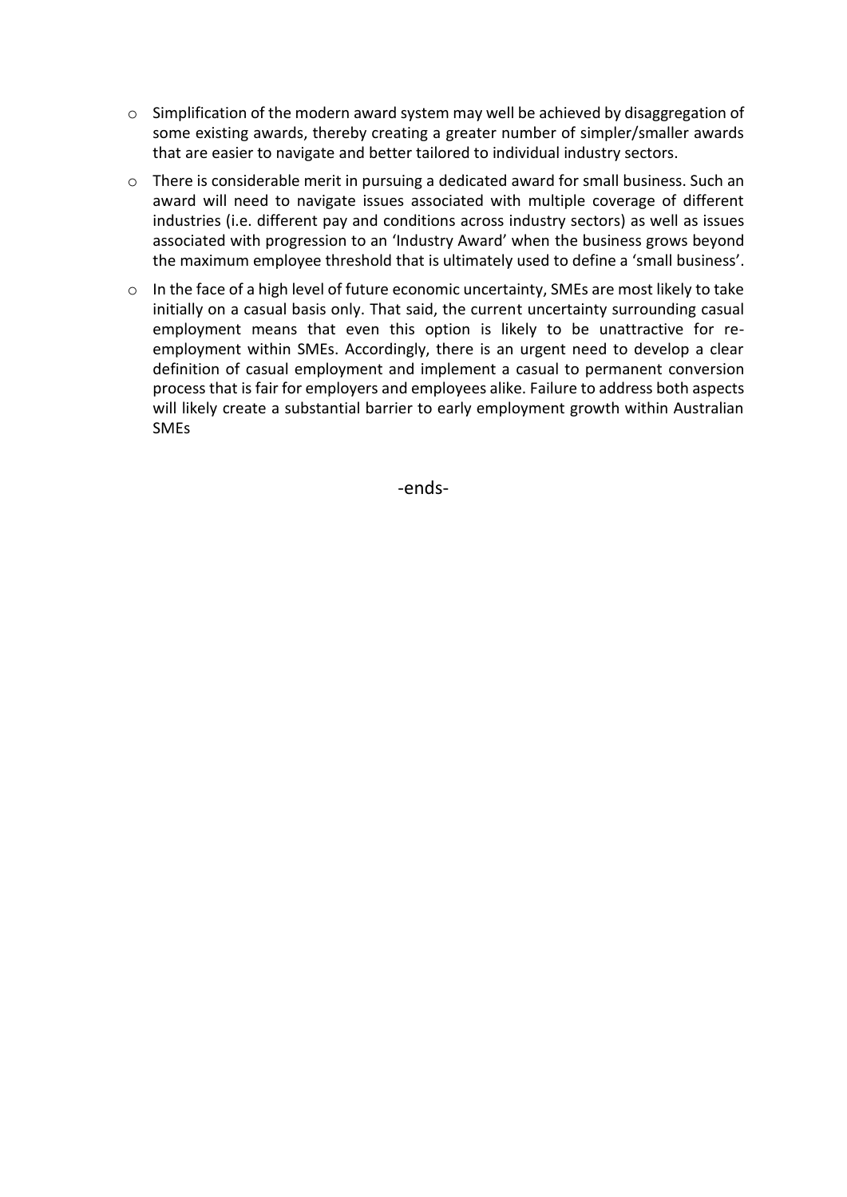- Simplification of the modern award system may well be achieved by disaggregation of some existing awards, thereby creating a greater number of simpler/smaller awards that are easier to navigate and better tailored to individual industry sectors.
- There is considerable merit in pursuing a dedicated award for small business. Such an award will need to navigate issues associated with multiple coverage of different industries (i.e. different pay and conditions across industry sectors) as well as issues associated with progression to an 'Industry Award' when the business grows beyond the maximum employee threshold that is ultimately used to define a 'small business'.
- In the face of a high level of future economic uncertainty, SMEs are most likely to take initially on a casual basis only. That said, the current uncertainty surrounding casual employment means that even this option is likely to be unattractive for re-employment within SMEs. Accordingly, there is an urgent need to develop a clear definition of casual employment and implement a casual to permanent conversion process that is fair for employers and employees alike. Failure to address both aspects will likely create a substantial barrier to early employment growth within Australian SMEs

-ends-